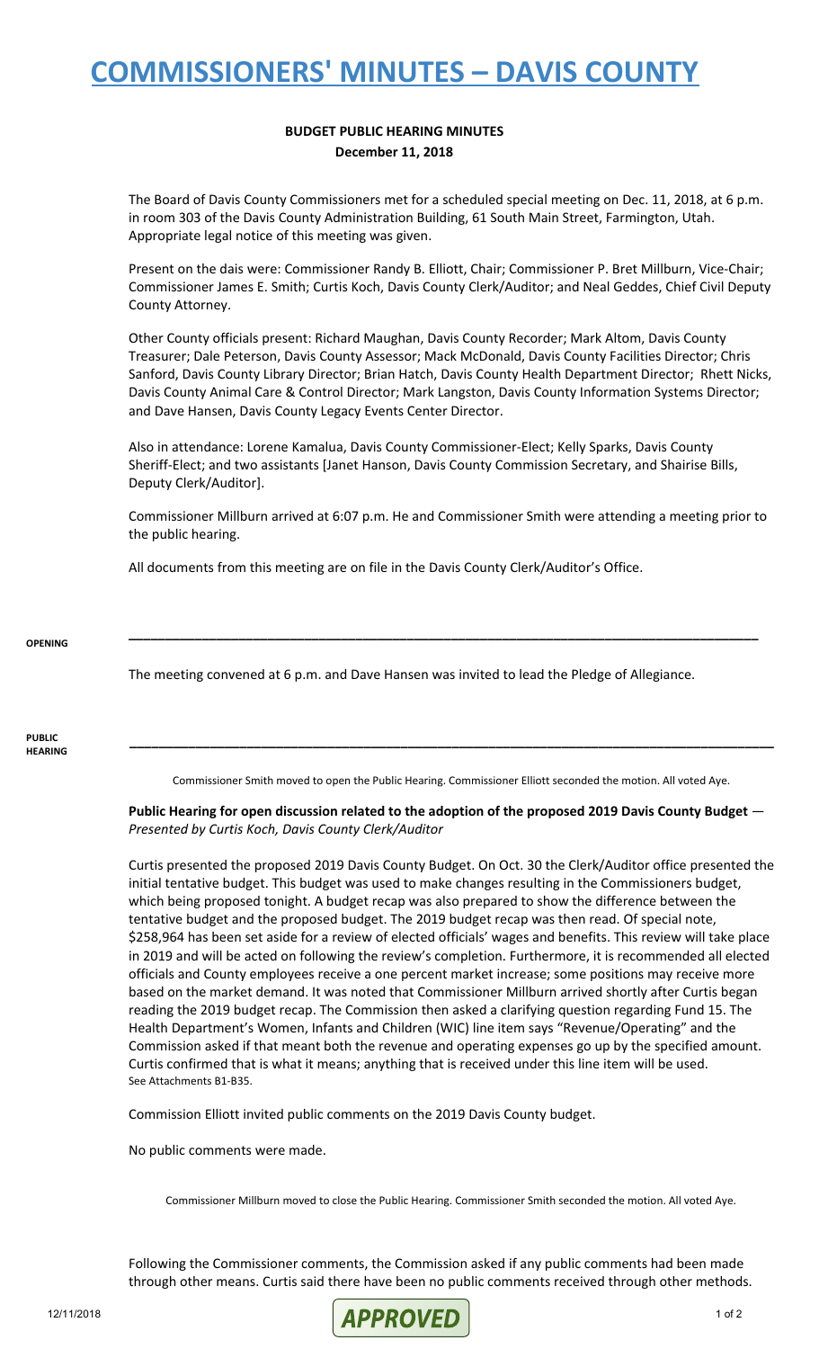# COMMISSIONERS' MINUTES – DAVIS COUNTY

**BUDGET PUBLIC HEARING MINUTES**
**December 11, 2018**

The Board of Davis County Commissioners met for a scheduled special meeting on Dec. 11, 2018, at 6 p.m. in room 303 of the Davis County Administration Building, 61 South Main Street, Farmington, Utah. Appropriate legal notice of this meeting was given.

Present on the dais were: Commissioner Randy B. Elliott, Chair; Commissioner P. Bret Millburn, Vice-Chair; Commissioner James E. Smith; Curtis Koch, Davis County Clerk/Auditor; and Neal Geddes, Chief Civil Deputy County Attorney.

Other County officials present: Richard Maughan, Davis County Recorder; Mark Altom, Davis County Treasurer; Dale Peterson, Davis County Assessor; Mack McDonald, Davis County Facilities Director; Chris Sanford, Davis County Library Director; Brian Hatch, Davis County Health Department Director; Rhett Nicks, Davis County Animal Care & Control Director; Mark Langston, Davis County Information Systems Director; and Dave Hansen, Davis County Legacy Events Center Director.

Also in attendance: Lorene Kamalua, Davis County Commissioner-Elect; Kelly Sparks, Davis County Sheriff-Elect; and two assistants [Janet Hanson, Davis County Commission Secretary, and Shairise Bills, Deputy Clerk/Auditor].

Commissioner Millburn arrived at 6:07 p.m. He and Commissioner Smith were attending a meeting prior to the public hearing.

All documents from this meeting are on file in the Davis County Clerk/Auditor's Office.

---

**OPENING**

The meeting convened at 6 p.m. and Dave Hansen was invited to lead the Pledge of Allegiance.

---

**PUBLIC HEARING**

Commissioner Smith moved to open the Public Hearing. Commissioner Elliott seconded the motion. All voted Aye.

**Public Hearing for open discussion related to the adoption of the proposed 2019 Davis County Budget** — *Presented by Curtis Koch, Davis County Clerk/Auditor*

Curtis presented the proposed 2019 Davis County Budget. On Oct. 30 the Clerk/Auditor office presented the initial tentative budget. This budget was used to make changes resulting in the Commissioners budget, which being proposed tonight. A budget recap was also prepared to show the difference between the tentative budget and the proposed budget. The 2019 budget recap was then read. Of special note, $258,964 has been set aside for a review of elected officials' wages and benefits. This review will take place in 2019 and will be acted on following the review's completion. Furthermore, it is recommended all elected officials and County employees receive a one percent market increase; some positions may receive more based on the market demand. It was noted that Commissioner Millburn arrived shortly after Curtis began reading the 2019 budget recap. The Commission then asked a clarifying question regarding Fund 15. The Health Department's Women, Infants and Children (WIC) line item says "Revenue/Operating" and the Commission asked if that meant both the revenue and operating expenses go up by the specified amount. Curtis confirmed that is what it means; anything that is received under this line item will be used.
See Attachments B1-B35.

Commission Elliott invited public comments on the 2019 Davis County budget.

No public comments were made.

Commissioner Millburn moved to close the Public Hearing. Commissioner Smith seconded the motion. All voted Aye.

Following the Commissioner comments, the Commission asked if any public comments had been made through other means. Curtis said there have been no public comments received through other methods.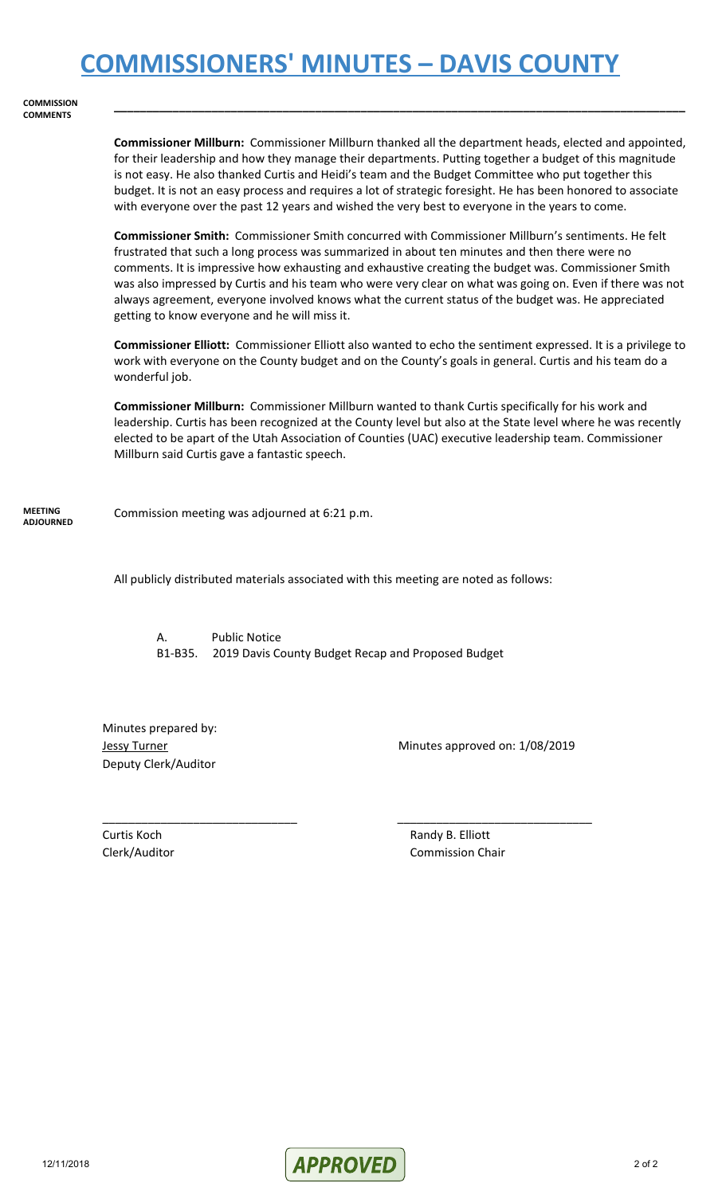# COMMISSIONERS' MINUTES – DAVIS COUNTY

**COMMISSION COMMENTS**

**Commissioner Millburn:** Commissioner Millburn thanked all the department heads, elected and appointed, for their leadership and how they manage their departments. Putting together a budget of this magnitude is not easy. He also thanked Curtis and Heidi's team and the Budget Committee who put together this budget. It is not an easy process and requires a lot of strategic foresight. He has been honored to associate with everyone over the past 12 years and wished the very best to everyone in the years to come.

**Commissioner Smith:** Commissioner Smith concurred with Commissioner Millburn's sentiments. He felt frustrated that such a long process was summarized in about ten minutes and then there were no comments. It is impressive how exhausting and exhaustive creating the budget was. Commissioner Smith was also impressed by Curtis and his team who were very clear on what was going on. Even if there was not always agreement, everyone involved knows what the current status of the budget was. He appreciated getting to know everyone and he will miss it.

**Commissioner Elliott:** Commissioner Elliott also wanted to echo the sentiment expressed. It is a privilege to work with everyone on the County budget and on the County's goals in general. Curtis and his team do a wonderful job.

**Commissioner Millburn:** Commissioner Millburn wanted to thank Curtis specifically for his work and leadership. Curtis has been recognized at the County level but also at the State level where he was recently elected to be apart of the Utah Association of Counties (UAC) executive leadership team. Commissioner Millburn said Curtis gave a fantastic speech.

**MEETING ADJOURNED**

Commission meeting was adjourned at 6:21 p.m.

All publicly distributed materials associated with this meeting are noted as follows:

A. Public Notice
B1-B35. 2019 Davis County Budget Recap and Proposed Budget

Minutes prepared by:
Jessy Turner
Deputy Clerk/Auditor

Minutes approved on: 1/08/2019

\_\_\_\_\_\_\_\_\_\_\_\_\_\_\_\_\_\_\_\_\_\_\_\_\_\_\_\_\_\_
Curtis Koch
Clerk/Auditor

\_\_\_\_\_\_\_\_\_\_\_\_\_\_\_\_\_\_\_\_\_\_\_\_\_\_\_\_\_\_
Randy B. Elliott
Commission Chair

APPROVED